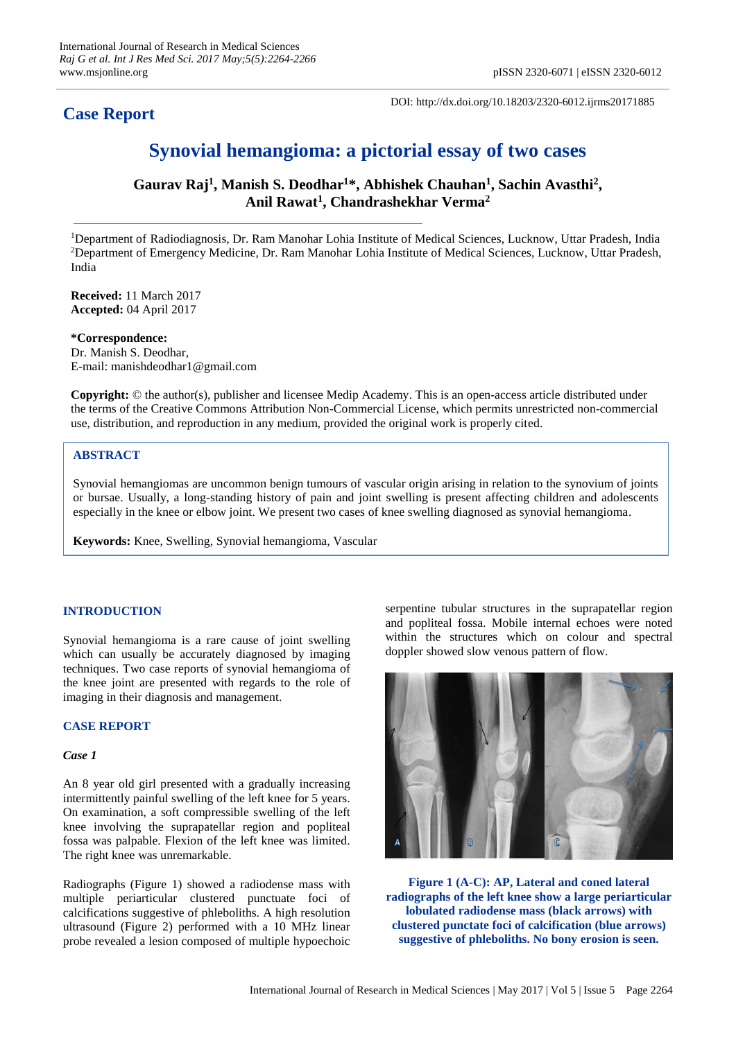# Case Report

DOI: http://dx.doi.org/10.18203/2320-6012.ijrms20171885

# Synovial hemangioma: a pictorial essay of two cases

**Gaurav Raj[1], Manish S. Deodhar[1]*, Abhishek Chauhan[1], Sachin Avasthi[2], Anil Rawat[1], Chandrashekhar Verma[2]**

[1]Department of Radiodiagnosis, Dr. Ram Manohar Lohia Institute of Medical Sciences, Lucknow, Uttar Pradesh, India
[2]Department of Emergency Medicine, Dr. Ram Manohar Lohia Institute of Medical Sciences, Lucknow, Uttar Pradesh, India

**Received:** 11 March 2017
**Accepted:** 04 April 2017

**\*Correspondence:**
Dr. Manish S. Deodhar,
E-mail: manishdeodhar1@gmail.com

**Copyright:** © the author(s), publisher and licensee Medip Academy. This is an open-access article distributed under the terms of the Creative Commons Attribution Non-Commercial License, which permits unrestricted non-commercial use, distribution, and reproduction in any medium, provided the original work is properly cited.

## ABSTRACT

Synovial hemangiomas are uncommon benign tumours of vascular origin arising in relation to the synovium of joints or bursae. Usually, a long-standing history of pain and joint swelling is present affecting children and adolescents especially in the knee or elbow joint. We present two cases of knee swelling diagnosed as synovial hemangioma.

**Keywords:** Knee, Swelling, Synovial hemangioma, Vascular

## INTRODUCTION

Synovial hemangioma is a rare cause of joint swelling which can usually be accurately diagnosed by imaging techniques. Two case reports of synovial hemangioma of the knee joint are presented with regards to the role of imaging in their diagnosis and management.

## CASE REPORT

### *Case 1*

An 8 year old girl presented with a gradually increasing intermittently painful swelling of the left knee for 5 years. On examination, a soft compressible swelling of the left knee involving the suprapatellar region and popliteal fossa was palpable. Flexion of the left knee was limited. The right knee was unremarkable.

Radiographs (Figure 1) showed a radiodense mass with multiple periarticular clustered punctuate foci of calcifications suggestive of phleboliths. A high resolution ultrasound (Figure 2) performed with a 10 MHz linear probe revealed a lesion composed of multiple hypoechoic serpentine tubular structures in the suprapatellar region and popliteal fossa. Mobile internal echoes were noted within the structures which on colour and spectral doppler showed slow venous pattern of flow.

**Figure 1 (A-C): AP, Lateral and coned lateral radiographs of the left knee show a large periarticular lobulated radiodense mass (black arrows) with clustered punctate foci of calcification (blue arrows) suggestive of phleboliths. No bony erosion is seen.**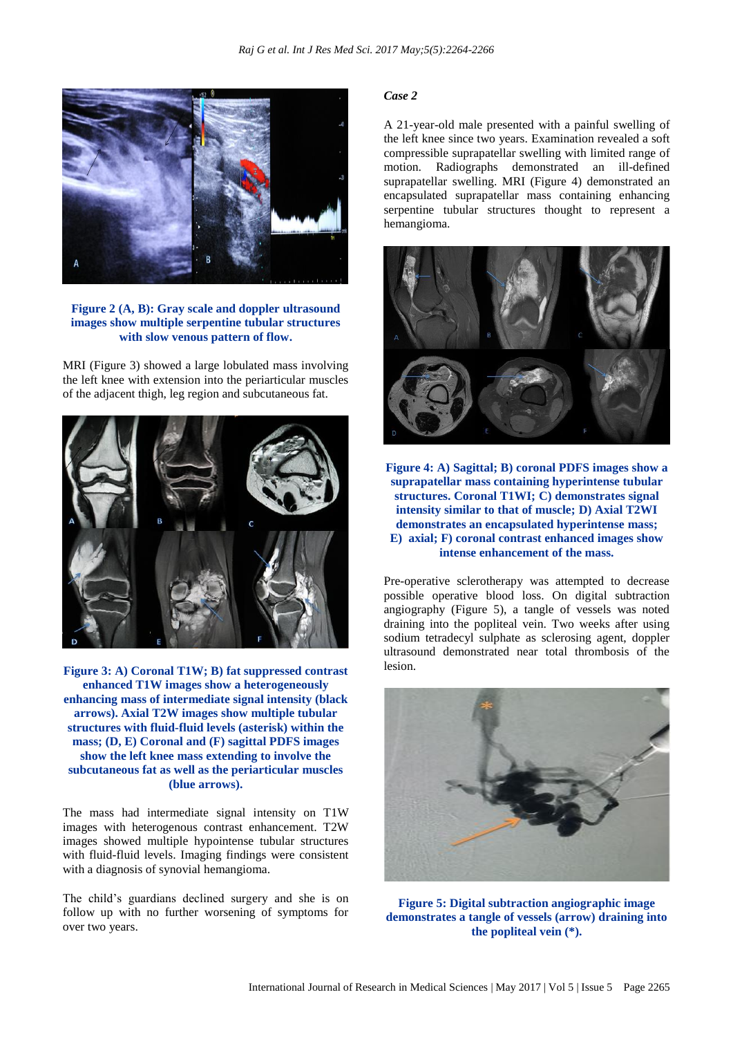**Figure 2 (A, B): Gray scale and doppler ultrasound images show multiple serpentine tubular structures with slow venous pattern of flow.**

MRI (Figure 3) showed a large lobulated mass involving the left knee with extension into the periarticular muscles of the adjacent thigh, leg region and subcutaneous fat.

**Figure 3: A) Coronal T1W; B) fat suppressed contrast enhanced T1W images show a heterogeneously enhancing mass of intermediate signal intensity (black arrows). Axial T2W images show multiple tubular structures with fluid-fluid levels (asterisk) within the mass; (D, E) Coronal and (F) sagittal PDFS images show the left knee mass extending to involve the subcutaneous fat as well as the periarticular muscles (blue arrows).**

The mass had intermediate signal intensity on T1W images with heterogenous contrast enhancement. T2W images showed multiple hypointense tubular structures with fluid-fluid levels. Imaging findings were consistent with a diagnosis of synovial hemangioma.

The child's guardians declined surgery and she is on follow up with no further worsening of symptoms for over two years.

*Case 2*

A 21-year-old male presented with a painful swelling of the left knee since two years. Examination revealed a soft compressible suprapatellar swelling with limited range of motion. Radiographs demonstrated an ill-defined suprapatellar swelling. MRI (Figure 4) demonstrated an encapsulated suprapatellar mass containing enhancing serpentine tubular structures thought to represent a hemangioma.

**Figure 4: A) Sagittal; B) coronal PDFS images show a suprapatellar mass containing hyperintense tubular structures. Coronal T1WI; C) demonstrates signal intensity similar to that of muscle; D) Axial T2WI demonstrates an encapsulated hyperintense mass; E) axial; F) coronal contrast enhanced images show intense enhancement of the mass.**

Pre-operative sclerotherapy was attempted to decrease possible operative blood loss. On digital subtraction angiography (Figure 5), a tangle of vessels was noted draining into the popliteal vein. Two weeks after using sodium tetradecyl sulphate as sclerosing agent, doppler ultrasound demonstrated near total thrombosis of the lesion.

**Figure 5: Digital subtraction angiographic image demonstrates a tangle of vessels (arrow) draining into the popliteal vein (*).**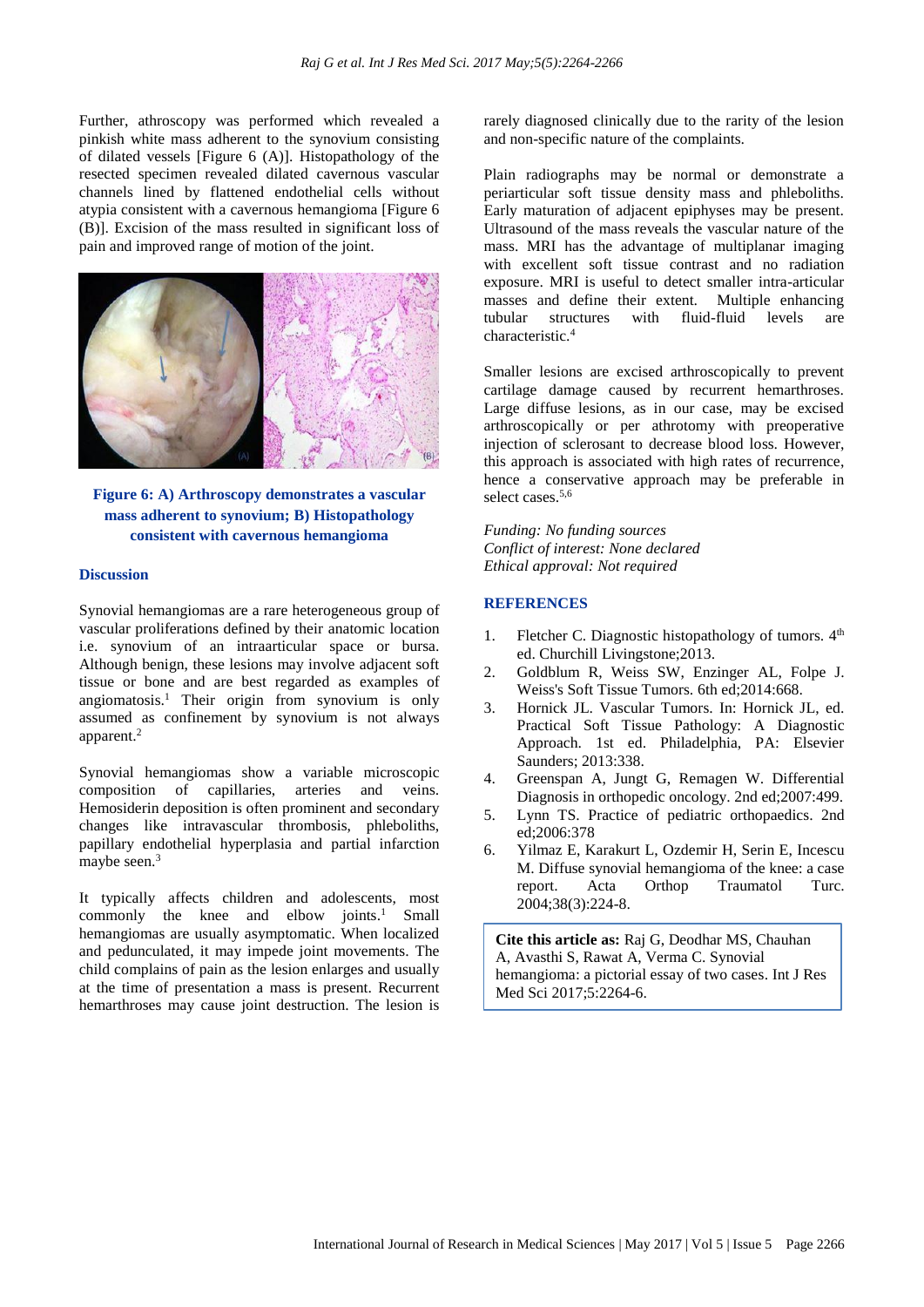Further, athroscopy was performed which revealed a pinkish white mass adherent to the synovium consisting of dilated vessels [Figure 6 (A)]. Histopathology of the resected specimen revealed dilated cavernous vascular channels lined by flattened endothelial cells without atypia consistent with a cavernous hemangioma [Figure 6 (B)]. Excision of the mass resulted in significant loss of pain and improved range of motion of the joint.

**Figure 6: A) Arthroscopy demonstrates a vascular mass adherent to synovium; B) Histopathology consistent with cavernous hemangioma**

## Discussion

Synovial hemangiomas are a rare heterogeneous group of vascular proliferations defined by their anatomic location i.e. synovium of an intraarticular space or bursa. Although benign, these lesions may involve adjacent soft tissue or bone and are best regarded as examples of angiomatosis.[1] Their origin from synovium is only assumed as confinement by synovium is not always apparent.[2]

Synovial hemangiomas show a variable microscopic composition of capillaries, arteries and veins. Hemosiderin deposition is often prominent and secondary changes like intravascular thrombosis, phleboliths, papillary endothelial hyperplasia and partial infarction maybe seen.[3]

It typically affects children and adolescents, most commonly the knee and elbow joints.[1] Small hemangiomas are usually asymptomatic. When localized and pedunculated, it may impede joint movements. The child complains of pain as the lesion enlarges and usually at the time of presentation a mass is present. Recurrent hemarthroses may cause joint destruction. The lesion is rarely diagnosed clinically due to the rarity of the lesion and non-specific nature of the complaints.

Plain radiographs may be normal or demonstrate a periarticular soft tissue density mass and phleboliths. Early maturation of adjacent epiphyses may be present. Ultrasound of the mass reveals the vascular nature of the mass. MRI has the advantage of multiplanar imaging with excellent soft tissue contrast and no radiation exposure. MRI is useful to detect smaller intra-articular masses and define their extent. Multiple enhancing tubular structures with fluid-fluid levels are characteristic.[4]

Smaller lesions are excised arthroscopically to prevent cartilage damage caused by recurrent hemarthroses. Large diffuse lesions, as in our case, may be excised arthroscopically or per athrotomy with preoperative injection of sclerosant to decrease blood loss. However, this approach is associated with high rates of recurrence, hence a conservative approach may be preferable in select cases.[5,6]

*Funding: No funding sources*
*Conflict of interest: None declared*
*Ethical approval: Not required*

## REFERENCES

1. Fletcher C. Diagnostic histopathology of tumors. 4th ed. Churchill Livingstone;2013.
2. Goldblum R, Weiss SW, Enzinger AL, Folpe J. Weiss's Soft Tissue Tumors. 6th ed;2014:668.
3. Hornick JL. Vascular Tumors. In: Hornick JL, ed. Practical Soft Tissue Pathology: A Diagnostic Approach. 1st ed. Philadelphia, PA: Elsevier Saunders; 2013:338.
4. Greenspan A, Jungt G, Remagen W. Differential Diagnosis in orthopedic oncology. 2nd ed;2007:499.
5. Lynn TS. Practice of pediatric orthopaedics. 2nd ed;2006:378
6. Yilmaz E, Karakurt L, Ozdemir H, Serin E, Incescu M. Diffuse synovial hemangioma of the knee: a case report. Acta Orthop Traumatol Turc. 2004;38(3):224-8.

**Cite this article as:** Raj G, Deodhar MS, Chauhan A, Avasthi S, Rawat A, Verma C. Synovial hemangioma: a pictorial essay of two cases. Int J Res Med Sci 2017;5:2264-6.